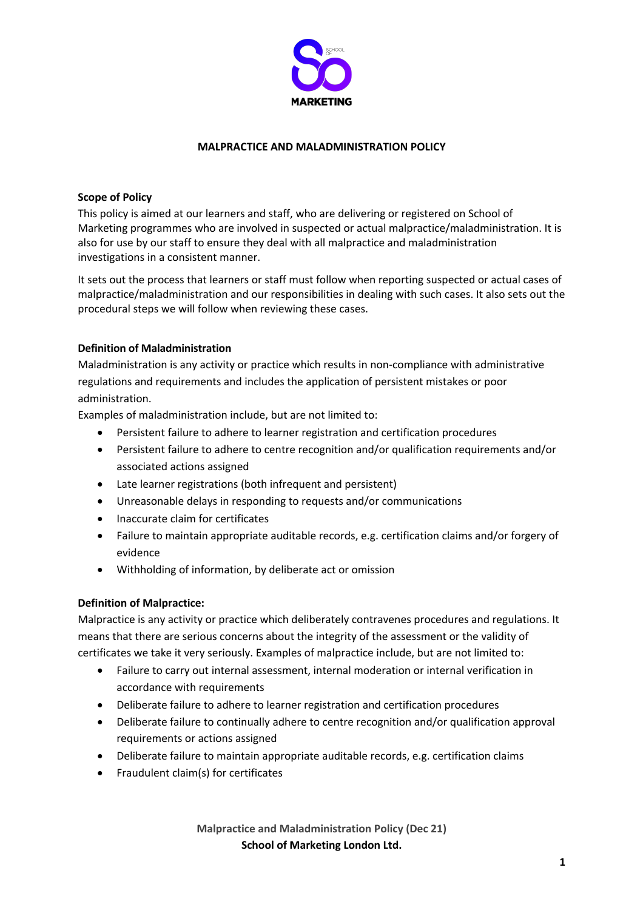# MALPRACTICE AND MALADMINISTRATION POLICY

## Scope of Policy

This policy is aimed at our learners and staff, who are delivering or registered on School of Marketing programmes who are involved in suspected or actual malpractice/maladministration. It is also for use by our staff to ensure they deal with all malpractice and maladministration investigations in a consistent manner.

It sets out the process that learners or staff must follow when reporting suspected or actual cases of malpractice/maladministration and our responsibilities in dealing with such cases. It also sets out the procedural steps we will follow when reviewing these cases.

## Definition of Maladministration

Maladministration is any activity or practice which results in non-compliance with administrative regulations and requirements and includes the application of persistent mistakes or poor administration.

Examples of maladministration include, but are not limited to:

- Persistent failure to adhere to learner registration and certification procedures
- Persistent failure to adhere to centre recognition and/or qualification requirements and/or associated actions assigned
- Late learner registrations (both infrequent and persistent)
- Unreasonable delays in responding to requests and/or communications
- Inaccurate claim for certificates
- Failure to maintain appropriate auditable records, e.g. certification claims and/or forgery of evidence
- Withholding of information, by deliberate act or omission

## Definition of Malpractice:

Malpractice is any activity or practice which deliberately contravenes procedures and regulations. It means that there are serious concerns about the integrity of the assessment or the validity of certificates we take it very seriously. Examples of malpractice include, but are not limited to:

- Failure to carry out internal assessment, internal moderation or internal verification in accordance with requirements
- Deliberate failure to adhere to learner registration and certification procedures
- Deliberate failure to continually adhere to centre recognition and/or qualification approval requirements or actions assigned
- Deliberate failure to maintain appropriate auditable records, e.g. certification claims
- Fraudulent claim(s) for certificates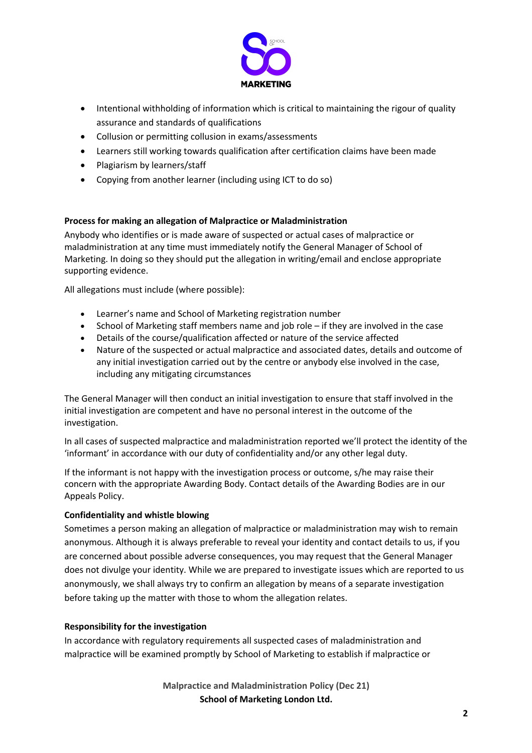- Intentional withholding of information which is critical to maintaining the rigour of quality assurance and standards of qualifications
- Collusion or permitting collusion in exams/assessments
- Learners still working towards qualification after certification claims have been made
- Plagiarism by learners/staff
- Copying from another learner (including using ICT to do so)

**Process for making an allegation of Malpractice or Maladministration**

Anybody who identifies or is made aware of suspected or actual cases of malpractice or maladministration at any time must immediately notify the General Manager of School of Marketing. In doing so they should put the allegation in writing/email and enclose appropriate supporting evidence.

All allegations must include (where possible):

- Learner's name and School of Marketing registration number
- School of Marketing staff members name and job role – if they are involved in the case
- Details of the course/qualification affected or nature of the service affected
- Nature of the suspected or actual malpractice and associated dates, details and outcome of any initial investigation carried out by the centre or anybody else involved in the case, including any mitigating circumstances

The General Manager will then conduct an initial investigation to ensure that staff involved in the initial investigation are competent and have no personal interest in the outcome of the investigation.

In all cases of suspected malpractice and maladministration reported we'll protect the identity of the 'informant' in accordance with our duty of confidentiality and/or any other legal duty.

If the informant is not happy with the investigation process or outcome, s/he may raise their concern with the appropriate Awarding Body. Contact details of the Awarding Bodies are in our Appeals Policy.

**Confidentiality and whistle blowing**

Sometimes a person making an allegation of malpractice or maladministration may wish to remain anonymous. Although it is always preferable to reveal your identity and contact details to us, if you are concerned about possible adverse consequences, you may request that the General Manager does not divulge your identity. While we are prepared to investigate issues which are reported to us anonymously, we shall always try to confirm an allegation by means of a separate investigation before taking up the matter with those to whom the allegation relates.

**Responsibility for the investigation**

In accordance with regulatory requirements all suspected cases of maladministration and malpractice will be examined promptly by School of Marketing to establish if malpractice or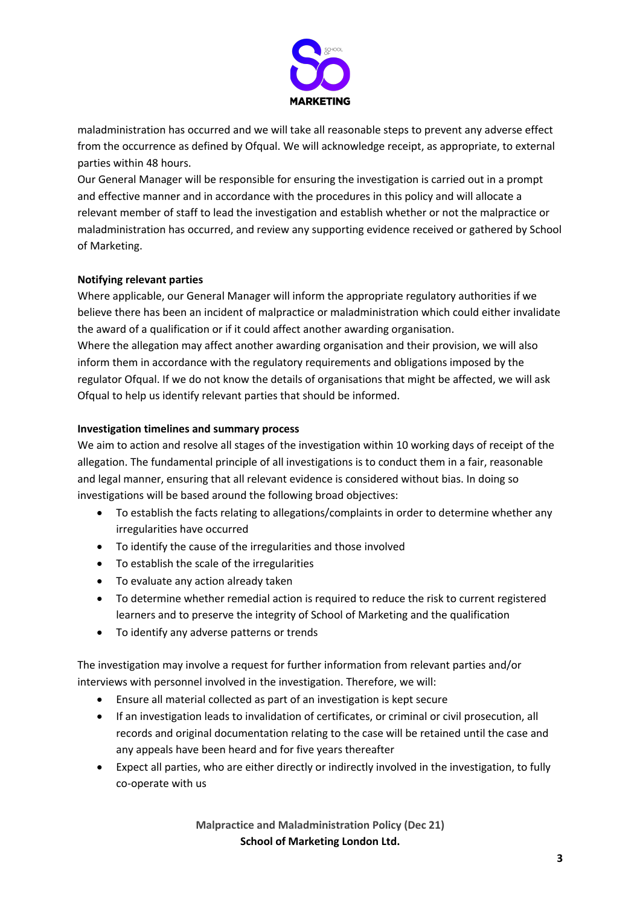maladministration has occurred and we will take all reasonable steps to prevent any adverse effect from the occurrence as defined by Ofqual. We will acknowledge receipt, as appropriate, to external parties within 48 hours.

Our General Manager will be responsible for ensuring the investigation is carried out in a prompt and effective manner and in accordance with the procedures in this policy and will allocate a relevant member of staff to lead the investigation and establish whether or not the malpractice or maladministration has occurred, and review any supporting evidence received or gathered by School of Marketing.

**Notifying relevant parties**

Where applicable, our General Manager will inform the appropriate regulatory authorities if we believe there has been an incident of malpractice or maladministration which could either invalidate the award of a qualification or if it could affect another awarding organisation.

Where the allegation may affect another awarding organisation and their provision, we will also inform them in accordance with the regulatory requirements and obligations imposed by the regulator Ofqual. If we do not know the details of organisations that might be affected, we will ask Ofqual to help us identify relevant parties that should be informed.

**Investigation timelines and summary process**

We aim to action and resolve all stages of the investigation within 10 working days of receipt of the allegation. The fundamental principle of all investigations is to conduct them in a fair, reasonable and legal manner, ensuring that all relevant evidence is considered without bias. In doing so investigations will be based around the following broad objectives:

- To establish the facts relating to allegations/complaints in order to determine whether any irregularities have occurred
- To identify the cause of the irregularities and those involved
- To establish the scale of the irregularities
- To evaluate any action already taken
- To determine whether remedial action is required to reduce the risk to current registered learners and to preserve the integrity of School of Marketing and the qualification
- To identify any adverse patterns or trends

The investigation may involve a request for further information from relevant parties and/or interviews with personnel involved in the investigation. Therefore, we will:

- Ensure all material collected as part of an investigation is kept secure
- If an investigation leads to invalidation of certificates, or criminal or civil prosecution, all records and original documentation relating to the case will be retained until the case and any appeals have been heard and for five years thereafter
- Expect all parties, who are either directly or indirectly involved in the investigation, to fully co-operate with us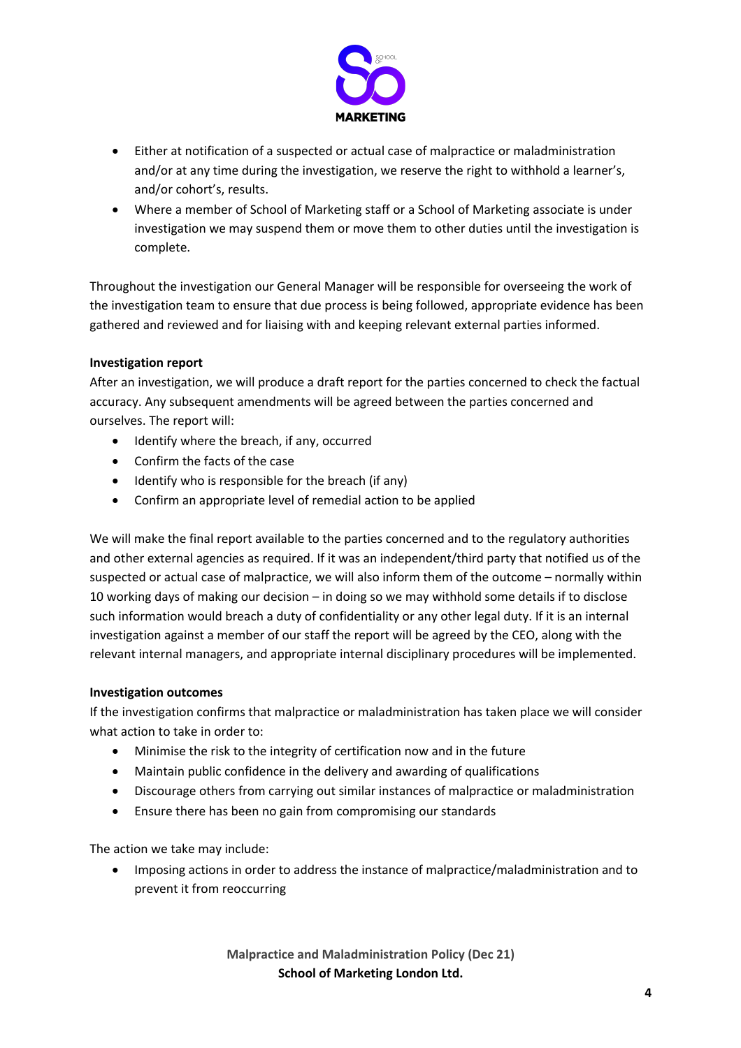- Either at notification of a suspected or actual case of malpractice or maladministration and/or at any time during the investigation, we reserve the right to withhold a learner's, and/or cohort's, results.
- Where a member of School of Marketing staff or a School of Marketing associate is under investigation we may suspend them or move them to other duties until the investigation is complete.

Throughout the investigation our General Manager will be responsible for overseeing the work of the investigation team to ensure that due process is being followed, appropriate evidence has been gathered and reviewed and for liaising with and keeping relevant external parties informed.

**Investigation report**

After an investigation, we will produce a draft report for the parties concerned to check the factual accuracy. Any subsequent amendments will be agreed between the parties concerned and ourselves. The report will:

- Identify where the breach, if any, occurred
- Confirm the facts of the case
- Identify who is responsible for the breach (if any)
- Confirm an appropriate level of remedial action to be applied

We will make the final report available to the parties concerned and to the regulatory authorities and other external agencies as required. If it was an independent/third party that notified us of the suspected or actual case of malpractice, we will also inform them of the outcome – normally within 10 working days of making our decision – in doing so we may withhold some details if to disclose such information would breach a duty of confidentiality or any other legal duty. If it is an internal investigation against a member of our staff the report will be agreed by the CEO, along with the relevant internal managers, and appropriate internal disciplinary procedures will be implemented.

**Investigation outcomes**

If the investigation confirms that malpractice or maladministration has taken place we will consider what action to take in order to:

- Minimise the risk to the integrity of certification now and in the future
- Maintain public confidence in the delivery and awarding of qualifications
- Discourage others from carrying out similar instances of malpractice or maladministration
- Ensure there has been no gain from compromising our standards

The action we take may include:

- Imposing actions in order to address the instance of malpractice/maladministration and to prevent it from reoccurring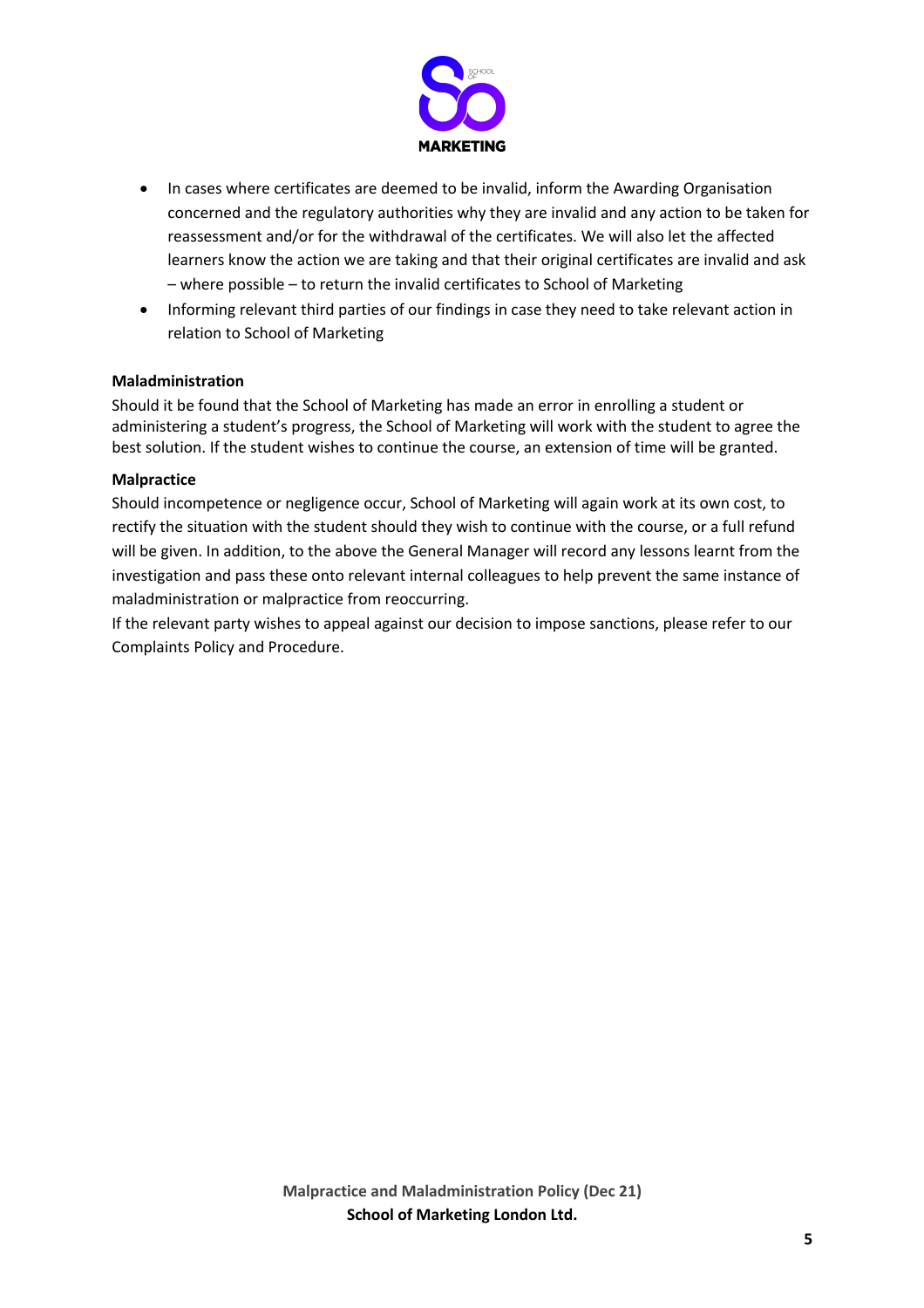- In cases where certificates are deemed to be invalid, inform the Awarding Organisation concerned and the regulatory authorities why they are invalid and any action to be taken for reassessment and/or for the withdrawal of the certificates. We will also let the affected learners know the action we are taking and that their original certificates are invalid and ask – where possible – to return the invalid certificates to School of Marketing
- Informing relevant third parties of our findings in case they need to take relevant action in relation to School of Marketing

**Maladministration**

Should it be found that the School of Marketing has made an error in enrolling a student or administering a student's progress, the School of Marketing will work with the student to agree the best solution. If the student wishes to continue the course, an extension of time will be granted.

**Malpractice**

Should incompetence or negligence occur, School of Marketing will again work at its own cost, to rectify the situation with the student should they wish to continue with the course, or a full refund will be given. In addition, to the above the General Manager will record any lessons learnt from the investigation and pass these onto relevant internal colleagues to help prevent the same instance of maladministration or malpractice from reoccurring.

If the relevant party wishes to appeal against our decision to impose sanctions, please refer to our Complaints Policy and Procedure.